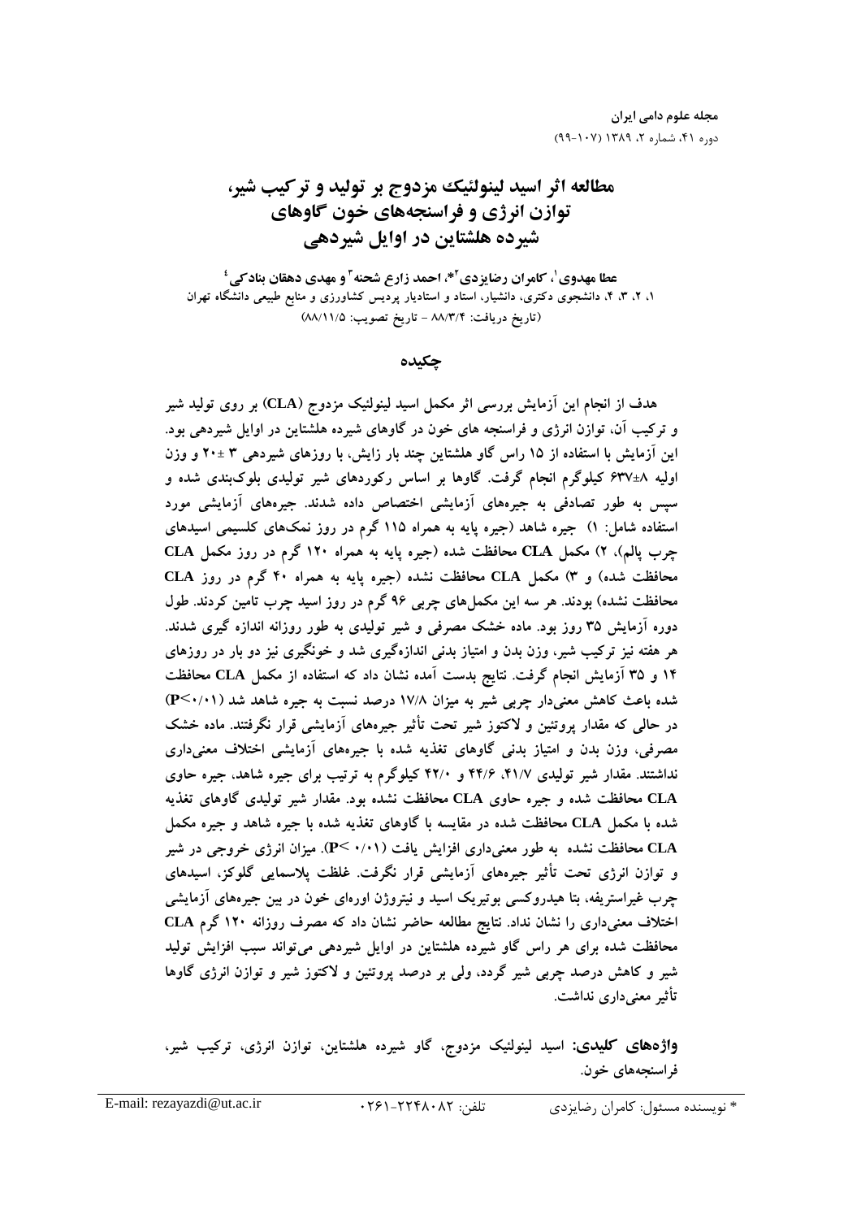# مطالعه اثر اسید لینولئیک مزدوج بر تولید و ترکیب شیر، توازن انرژی و فراسنجه‌های خون گاوهای شیرده هلشتاین در اوایل شیردهی

**عطا مهدوی[1]، کامران رضایزدی[2]*، احمد زارع شحنه[3] و مهدی دهقان بنادکی[4]**

۱، ۲، ۳، ۴، دانشجوی دکتری، دانشیار، استاد و استادیار پردیس کشاورزی و منابع طبیعی دانشگاه تهران

(تاریخ دریافت: ۸۸/۳/۴ - تاریخ تصویب: ۸۸/۱۱/۵)

## چکیده

هدف از انجام این آزمایش بررسی اثر مکمل اسید لینولئیک مزدوج (CLA) بر روی تولید شیر و ترکیب آن، توازن انرژی و فراسنجه های خون در گاوهای شیرده هلشتاین در اوایل شیردهی بود. این آزمایش با استفاده از ۱۵ راس گاو هلشتاین چند بار زایش، با روزهای شیردهی ۳ ±۲۰ و وزن اولیه ۸±۶۳۷ کیلوگرم انجام گرفت. گاوها بر اساس رکوردهای شیر تولیدی بلوک‌بندی شده و سپس به طور تصادفی به جیره‌های آزمایشی اختصاص داده شدند. جیره‌های آزمایشی مورد استفاده شامل: ۱) جیره شاهد (جیره پایه به همراه ۱۱۵ گرم در روز نمک‌های کلسیمی اسیدهای چرب پالم)، ۲) مکمل CLA محافظت شده (جیره پایه به همراه ۱۲۰ گرم در روز مکمل CLA محافظت شده) و ۳) مکمل CLA محافظت نشده (جیره پایه به همراه ۴۰ گرم در روز CLA محافظت نشده) بودند. هر سه این مکمل‌های چربی ۹۶ گرم در روز اسید چرب تامین کردند. طول دوره آزمایش ۳۵ روز بود. ماده خشک مصرفی و شیر تولیدی به طور روزانه اندازه گیری شدند. هر هفته نیز ترکیب شیر، وزن بدن و امتیاز بدنی اندازه‌گیری شد و خونگیری نیز دو بار در روزهای ۱۴ و ۳۵ آزمایش انجام گرفت. نتایج بدست آمده نشان داد که استفاده از مکمل CLA محافظت شده باعث کاهش معنی‌دار چربی شیر به میزان ۱۷/۸ درصد نسبت به جیره شاهد شد ($P<0/01$) در حالی که مقدار پروتئین و لاکتوز شیر تحت تأثیر جیره‌های آزمایشی قرار نگرفتند. ماده خشک مصرفی، وزن بدن و امتیاز بدنی گاوهای تغذیه شده با جیره‌های آزمایشی اختلاف معنی‌داری نداشتند. مقدار شیر تولیدی ۴۱/۷، ۴۴/۶ و ۴۲/۰ کیلوگرم به ترتیب برای جیره شاهد، جیره حاوی CLA محافظت شده و جیره حاوی CLA محافظت نشده بود. مقدار شیر تولیدی گاوهای تغذیه شده با مکمل CLA محافظت شده در مقایسه با گاوهای تغذیه شده با جیره شاهد و جیره مکمل CLA محافظت نشده به طور معنی‌داری افزایش یافت ($P<0/01$). میزان انرژی خروجی در شیر و توازن انرژی تحت تأثیر جیره‌های آزمایشی قرار نگرفت. غلظت پلاسمایی گلوکز، اسیدهای چرب غیراستریفه، بتا هیدروکسی بوتیریک اسید و نیتروژن اوره‌ای خون در بین جیره‌های آزمایشی اختلاف معنی‌داری را نشان نداد. نتایج مطالعه حاضر نشان داد که مصرف روزانه ۱۲۰ گرم CLA محافظت شده برای هر راس گاو شیرده هلشتاین در اوایل شیردهی می‌تواند سبب افزایش تولید شیر و کاهش درصد چربی شیر گردد، ولی بر درصد پروتئین و لاکتوز شیر و توازن انرژی گاوها تأثیر معنی‌داری نداشت.

**واژه‌های کلیدی:** اسید لینولئیک مزدوج، گاو شیرده هلشتاین، توازن انرژی، ترکیب شیر، فراسنجه‌های خون.

---

\* نویسنده مسئول: کامران رضایزدی &nbsp;&nbsp; تلفن: ۰۲۶۱-۲۲۴۸۰۸۲ &nbsp;&nbsp; E-mail: rezayazdi@ut.ac.ir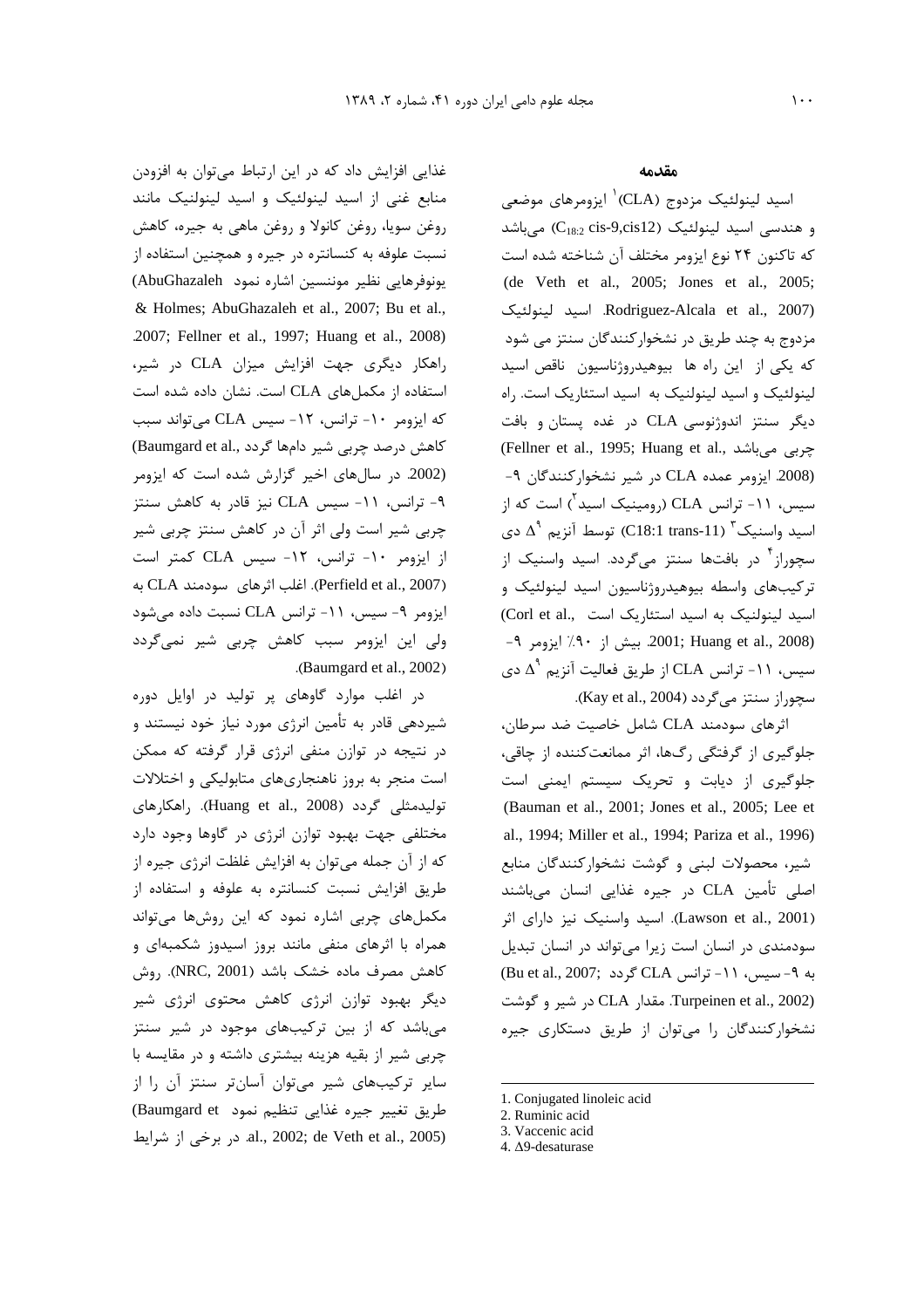## مقدمه

اسید لینولئیک مزدوج (CLA)[1] ایزومرهای موضعی و هندسی اسید لینولئیک ($C_{18:2}$ cis-9,cis12) می‌باشد که تاکنون ۲۴ نوع ایزومر مختلف آن شناخته شده است (de Veth et al., 2005; Jones et al., 2005; Rodriguez-Alcala et al., 2007). اسید لینولئیک مزدوج به چند طریق در نشخوارکنندگان سنتز می شود که یکی از این راه ها بیوهیدروژناسیون ناقص اسید لینولئیک و اسید لینولنیک به اسید استئاریک است. راه دیگر سنتز اندوژنوسی CLA در غده پستان و بافت چربی می‌باشد (Fellner et al., 1995; Huang et al., 2008). ایزومر عمده CLA در شیر نشخوارکنندگان ۹- سیس، ۱۱- ترانس CLA (رومینیک اسید[2]) است که از اسید واسنیک[3] (C18:1 trans-11) توسط آنزیم $\Delta^9$ دی سچوراز[4] در بافت‌ها سنتز می‌گردد. اسید واسنیک از ترکیب‌های واسطه بیوهیدروژناسیون اسید لینولئیک و اسید لینولنیک به اسید استئاریک است (Corl et al., 2001; Huang et al., 2008). بیش از ۹۰٪ ایزومر ۹- سیس، ۱۱- ترانس CLA از طریق فعالیت آنزیم $\Delta^9$ دی سچوراز سنتز می‌گردد (Kay et al., 2004).

اثرهای سودمند CLA شامل خاصیت ضد سرطان، جلوگیری از گرفتگی رگ‌ها، اثر ممانعت‌کننده از چاقی، جلوگیری از دیابت و تحریک سیستم ایمنی است (Bauman et al., 2001; Jones et al., 2005; Lee et al., 1994; Miller et al., 1994; Pariza et al., 1996) شیر، محصولات لبنی و گوشت نشخوارکنندگان منابع اصلی تأمین CLA در جیره غذایی انسان می‌باشند (Lawson et al., 2001). اسید واسنیک نیز دارای اثر سودمندی در انسان است زیرا می‌تواند در انسان تبدیل به ۹- سیس، ۱۱- ترانس CLA گردد (Bu et al., 2007; Turpeinen et al., 2002). مقدار CLA در شیر و گوشت نشخوارکنندگان را می‌توان از طریق دستکاری جیره غذایی افزایش داد که در این ارتباط می‌توان به افزودن منابع غنی از اسید لینولئیک و اسید لینولنیک مانند روغن سویا، روغن کانولا و روغن ماهی به جیره، کاهش نسبت علوفه به کنسانتره در جیره و همچنین استفاده از یونوفرهایی نظیر موننسین اشاره نمود (AbuGhazaleh & Holmes; AbuGhazaleh et al., 2007; Bu et al., 2007; Fellner et al., 1997; Huang et al., 2008). راهکار دیگری جهت افزایش میزان CLA در شیر، استفاده از مکمل‌های CLA است. نشان داده شده است که ایزومر ۱۰- ترانس، ۱۲- سیس CLA می‌تواند سبب کاهش درصد چربی شیر دام‌ها گردد (Baumgard et al., 2002). در سال‌های اخیر گزارش شده است که ایزومر ۹- ترانس، ۱۱- سیس CLA نیز قادر به کاهش سنتز چربی شیر است ولی اثر آن در کاهش سنتز چربی شیر از ایزومر ۱۰- ترانس، ۱۲- سیس CLA کمتر است (Perfield et al., 2007). اغلب اثرهای سودمند CLA به ایزومر ۹- سیس، ۱۱- ترانس CLA نسبت داده می‌شود ولی این ایزومر سبب کاهش چربی شیر نمی‌گردد (Baumgard et al., 2002).

در اغلب موارد گاوهای پر تولید در اوایل دوره شیردهی قادر به تأمین انرژی مورد نیاز خود نیستند و در نتیجه در توازن منفی انرژی قرار گرفته که ممکن است منجر به بروز ناهنجاری‌های متابولیکی و اختلالات تولیدمثلی گردد (Huang et al., 2008). راهکارهای مختلفی جهت بهبود توازن انرژی در گاوها وجود دارد که از آن جمله می‌توان به افزایش غلظت انرژی جیره از طریق افزایش نسبت کنسانتره به علوفه و استفاده از مکمل‌های چربی اشاره نمود که این روش‌ها می‌تواند همراه با اثرهای منفی مانند بروز اسیدوز شکمبه‌ای و کاهش مصرف ماده خشک باشد (NRC, 2001). روش دیگر بهبود توازن انرژی کاهش محتوی انرژی شیر می‌باشد که از بین ترکیب‌های موجود در شیر سنتز چربی شیر از بقیه هزینه بیشتری داشته و در مقایسه با سایر ترکیب‌های شیر می‌توان آسان‌تر سنتز آن را از طریق تغییر جیره غذایی تنظیم نمود (Baumgard et al., 2002; de Veth et al., 2005). در برخی از شرایط

---

1. Conjugated linoleic acid
2. Ruminic acid
3. Vaccenic acid
4. Δ9-desaturase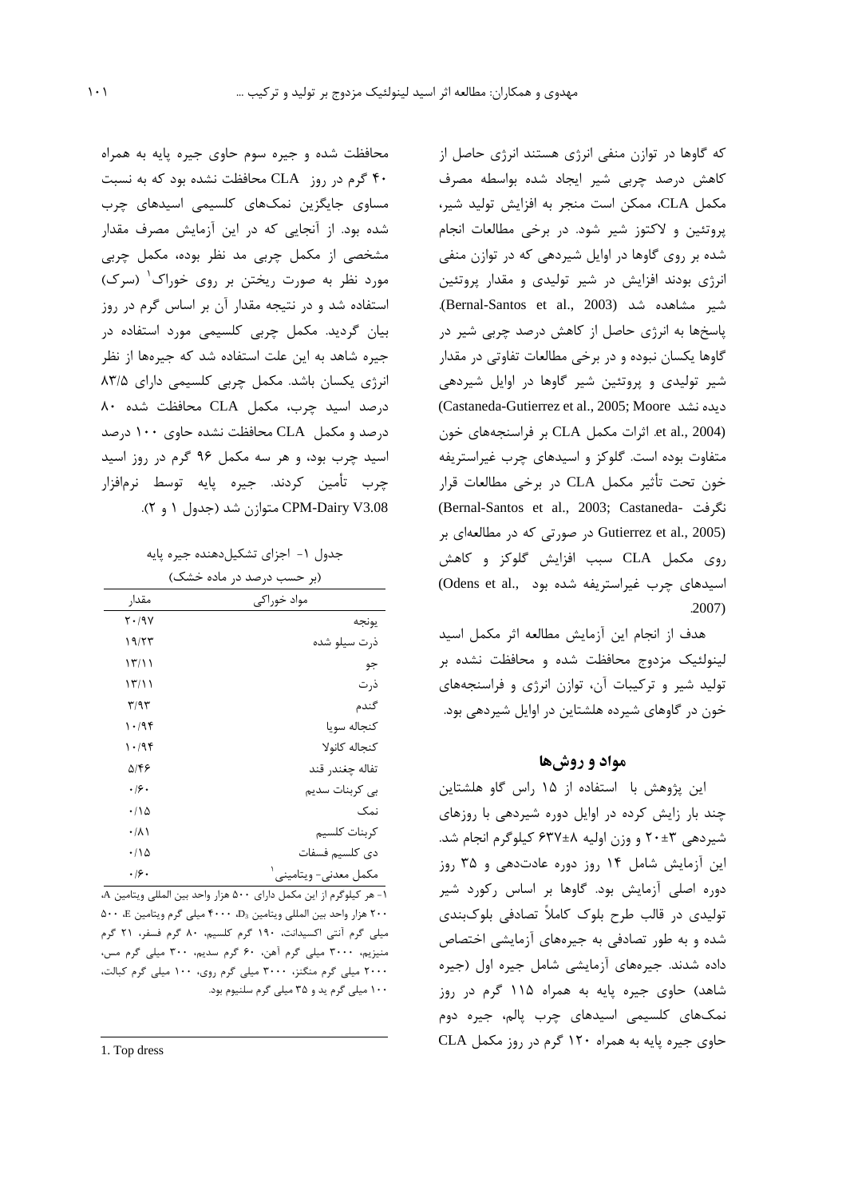که گاوها در توازن منفی انرژی هستند انرژی حاصل از کاهش درصد چربی شیر ایجاد شده بواسطه مصرف مکمل CLA، ممکن است منجر به افزایش تولید شیر، پروتئین و لاکتوز شیر شود. در برخی مطالعات انجام شده بر روی گاوها در اوایل شیردهی که در توازن منفی انرژی بودند افزایش در شیر تولیدی و مقدار پروتئین شیر مشاهده شد (Bernal-Santos et al., 2003). پاسخها به انرژی حاصل از کاهش درصد چربی شیر در گاوها یکسان نبوده و در برخی مطالعات تفاوتی در مقدار شیر تولیدی و پروتئین شیر گاوها در اوایل شیردهی دیده نشد (Castaneda-Gutierrez et al., 2005; Moore et al., 2004). اثرات مکمل CLA بر فراسنجه‌های خون متفاوت بوده است. گلوکز و اسیدهای چرب غیراستریفه خون تحت تأثیر مکمل CLA در برخی مطالعات قرار نگرفت (Bernal-Santos et al., 2003; Castaneda-Gutierrez et al., 2005) در صورتی که در مطالعه‌ای بر روی مکمل CLA سبب افزایش گلوکز و کاهش اسیدهای چرب غیراستریفه شده بود (Odens et al., 2007).

هدف از انجام این آزمایش مطالعه اثر مکمل اسید لینولئیک مزدوج محافظت شده و محافظت نشده بر تولید شیر و ترکیبات آن، توازن انرژی و فراسنجه‌های خون در گاوهای شیرده هلشتاین در اوایل شیردهی بود.

## مواد و روش‌ها

این پژوهش با استفاده از ۱۵ راس گاو هلشتاین چند بار زایش کرده در اوایل دوره شیردهی با روزهای شیردهی ۳±۲۰ و وزن اولیه ۸±۶۳۷ کیلوگرم انجام شد. این آزمایش شامل ۱۴ روز دوره عادت‌دهی و ۳۵ روز دوره اصلی آزمایش بود. گاوها بر اساس رکورد شیر تولیدی در قالب طرح بلوک کاملاً تصادفی بلوک‌بندی شده و به طور تصادفی به جیره‌های آزمایشی اختصاص داده شدند. جیره‌های آزمایشی شامل جیره اول (جیره شاهد) حاوی جیره پایه به همراه ۱۱۵ گرم در روز نمک‌های کلسیمی اسیدهای چرب پالم، جیره دوم حاوی جیره پایه به همراه ۱۲۰ گرم در روز مکمل CLA محافظت شده و جیره سوم حاوی جیره پایه به همراه ۴۰ گرم در روز CLA محافظت نشده بود که به نسبت مساوی جایگزین نمک‌های کلسیمی اسیدهای چرب شده بود. از آنجایی که در این آزمایش مصرف مقدار مشخصی از مکمل چربی مد نظر بوده، مکمل چربی مورد نظر به صورت ریختن بر روی خوراک[1] (سرک) استفاده شد و در نتیجه مقدار آن بر اساس گرم در روز بیان گردید. مکمل چربی کلسیمی مورد استفاده در جیره شاهد به این علت استفاده شد که جیره‌ها از نظر انرژی یکسان باشد. مکمل چربی کلسیمی دارای ۸۳/۵ درصد اسید چرب، مکمل CLA محافظت شده ۸۰ درصد و مکمل CLA محافظت نشده حاوی ۱۰۰ درصد اسید چرب بود، و هر سه مکمل ۹۶ گرم در روز اسید چرب تأمین کردند. جیره پایه توسط نرم‌افزار CPM-Dairy V3.08 متوازن شد (جدول ۱ و ۲).

جدول ۱- اجزای تشکیل‌دهنده جیره پایه
(بر حسب درصد در ماده خشک)

| مواد خوراکی | مقدار |
|---|---|
| یونجه | ۲۰/۹۷ |
| ذرت سیلو شده | ۱۹/۲۳ |
| جو | ۱۳/۱۱ |
| ذرت | ۱۳/۱۱ |
| گندم | ۳/۹۳ |
| کنجاله سویا | ۱۰/۹۴ |
| کنجاله کانولا | ۱۰/۹۴ |
| تفاله چغندر قند | ۵/۴۶ |
| بی کربنات سدیم | ۰/۶۰ |
| نمک | ۰/۱۵ |
| کربنات کلسیم | ۰/۸۱ |
| دی کلسیم فسفات | ۰/۱۵ |
| مکمل معدنی- ویتامینی[1] | ۰/۶۰ |

۱- هر کیلوگرم از این مکمل دارای ۵۰۰ هزار واحد بین المللی ویتامین A، ۲۰۰ هزار واحد بین المللی ویتامین $D_3$، ۴۰۰۰ میلی گرم ویتامین E، ۵۰۰ میلی گرم آنتی اکسیدانت، ۱۹۰ گرم کلسیم، ۸۰ گرم فسفر، ۲۱ گرم منیزیم، ۳۰۰۰ میلی گرم آهن، ۶۰ گرم سدیم، ۳۰۰ میلی گرم مس، ۲۰۰۰ میلی گرم منگنز، ۳۰۰۰ میلی گرم روی، ۱۰۰ میلی گرم کبالت، ۱۰۰ میلی گرم ید و ۳۵ میلی گرم سلنیوم بود.

1. Top dress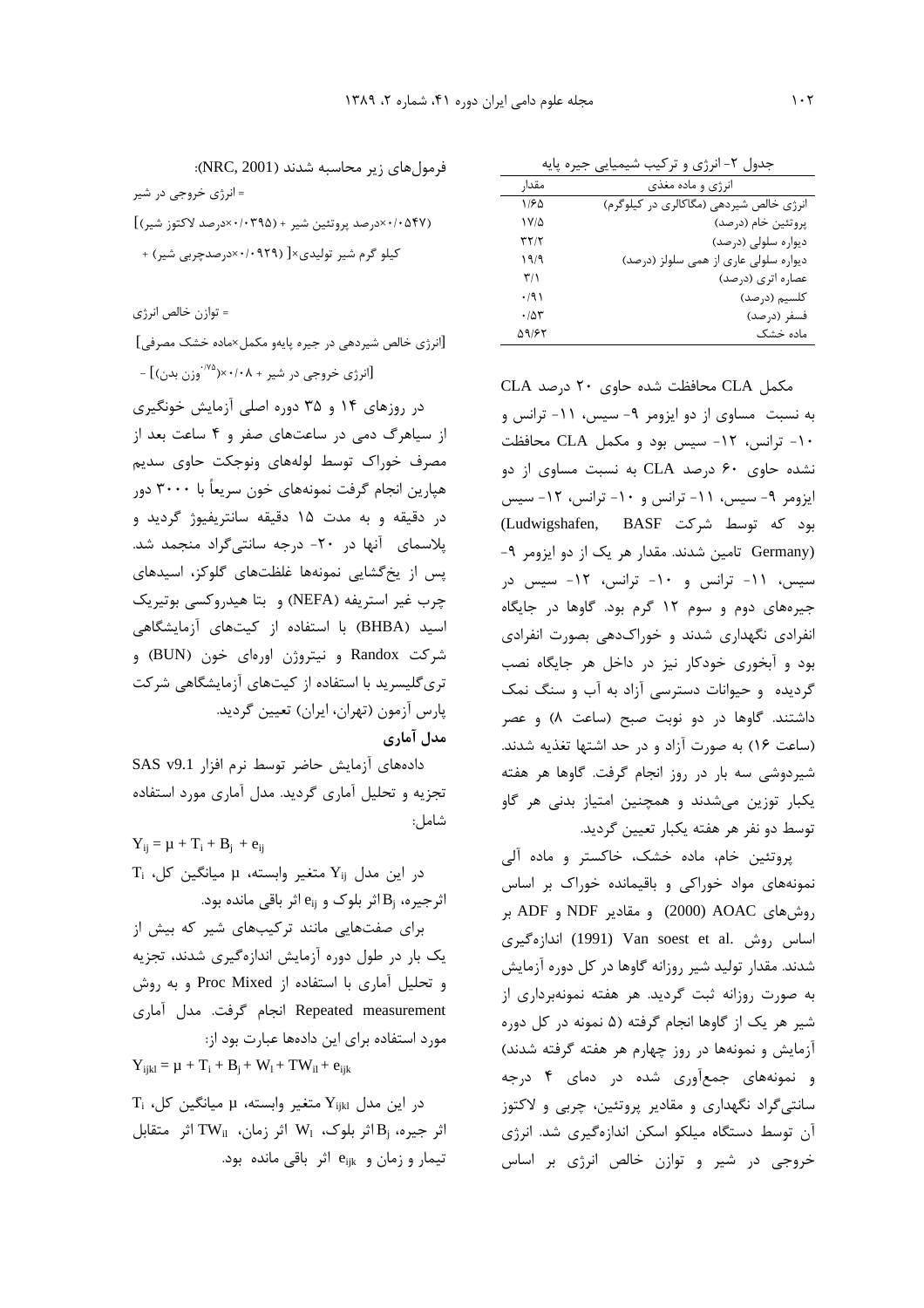جدول ۲- انرژی و ترکیب شیمیایی جیره پایه

| انرژی و ماده مغذی | مقدار |
| --- | --- |
| انرژی خالص شیردهی (مگاکالری در کیلوگرم) | ۱/۶۵ |
| پروتئین خام (درصد) | ۱۷/۵ |
| دیواره سلولی (درصد) | ۳۲/۲ |
| دیواره سلولی عاری از همی سلولز (درصد) | ۱۹/۹ |
| عصاره اتری (درصد) | ۳/۱ |
| کلسیم (درصد) | ۰/۹۱ |
| فسفر (درصد) | ۰/۵۳ |
| ماده خشک | ۵۹/۶۲ |

مکمل CLA محافظت شده حاوی ۲۰ درصد CLA به نسبت مساوی از دو ایزومر ۹- سیس، ۱۱- ترانس و ۱۰- ترانس، ۱۲- سیس بود و مکمل CLA محافظت نشده حاوی ۶۰ درصد CLA به نسبت مساوی از دو ایزومر ۹- سیس، ۱۱- ترانس و ۱۰- ترانس، ۱۲- سیس بود که توسط شرکت BASF (Ludwigshafen, Germany) تامین شدند. مقدار هر یک از دو ایزومر ۹- سیس، ۱۱- ترانس و ۱۰- ترانس، ۱۲- سیس در جیره‌های دوم و سوم ۱۲ گرم بود. گاوها در جایگاه انفرادی نگهداری شدند و خوراک‌دهی بصورت انفرادی بود و آبخوری خودکار نیز در داخل هر جایگاه نصب گردیده و حیوانات دسترسی آزاد به آب و سنگ نمک داشتند. گاوها در دو نوبت صبح (ساعت ۸) و عصر (ساعت ۱۶) به صورت آزاد و در حد اشتها تغذیه شدند. شیردوشی سه بار در روز انجام گرفت. گاوها هر هفته یکبار توزین می‌شدند و همچنین امتیاز بدنی هر گاو توسط دو نفر هر هفته یکبار تعیین گردید.

پروتئین خام، ماده خشک، خاکستر و ماده آلی نمونه‌های مواد خوراکی و باقیمانده خوراک بر اساس روش‌های AOAC (2000) و مقادیر NDF و ADF بر اساس روش Van soest et al. (1991) اندازه‌گیری شدند. مقدار تولید شیر روزانه گاوها در کل دوره آزمایش به صورت روزانه ثبت گردید. هر هفته نمونه‌برداری از شیر هر یک از گاوها انجام گرفته (۵ نمونه در کل دوره آزمایش و نمونه‌ها در روز چهارم هر هفته گرفته شدند) و نمونه‌های جمع‌آوری شده در دمای ۴ درجه سانتی‌گراد نگهداری و مقادیر پروتئین، چربی و لاکتوز آن توسط دستگاه میلکو اسکن اندازه‌گیری شد. انرژی خروجی در شیر و توازن خالص انرژی بر اساس فرمول‌های زیر محاسبه شدند (NRC, 2001):

= انرژی خروجی در شیر

(۰/۰۵۴۷×درصد پروتئین شیر + (۰/۰۳۹۵×درصد لاکتوز شیر)] + کیلو گرم شیر تولیدی×[ (۰/۰۹۲۹×درصدچربی شیر) +

= توازن خالص انرژی

[انرژی خالص شیردهی در جیره پایه‌و مکمل×ماده خشک مصرفی] - [انرژی خروجی در شیر + ۰/۰۸×(وزن بدن)$^{۰/۷۵}$]

در روزهای ۱۴ و ۳۵ دوره اصلی آزمایش خونگیری از سیاهرگ دمی در ساعت‌های صفر و ۴ ساعت بعد از مصرف خوراک توسط لوله‌های ونوجکت حاوی سدیم هپارین انجام گرفت نمونه‌های خون سریعاً با ۳۰۰۰ دور در دقیقه و به مدت ۱۵ دقیقه سانتریفیوژ گردید و پلاسمای آنها در ۲۰- درجه سانتی‌گراد منجمد شد. پس از یخ‌گشایی نمونه‌ها غلظت‌های گلوکز، اسیدهای چرب غیر استریفه (NEFA) و بتا هیدروکسی بوتیریک اسید (BHBA) با استفاده از کیت‌های آزمایشگاهی شرکت Randox و نیتروژن اوره‌ای خون (BUN) و تری‌گلیسرید با استفاده از کیت‌های آزمایشگاهی شرکت پارس آزمون (تهران، ایران) تعیین گردید.

### مدل آماری

داده‌های آزمایش حاضر توسط نرم افزار SAS v9.1 تجزیه و تحلیل آماری گردید. مدل آماری مورد استفاده شامل:

$$Y_{ij} = \mu + T_i + B_j + e_{ij}$$

در این مدل $Y_{ij}$ متغیر وابسته، $\mu$ میانگین کل، $T_i$ اثرجیره، $B_j$ اثر بلوک و $e_{ij}$ اثر باقی مانده بود.

برای صفت‌هایی مانند ترکیب‌های شیر که بیش از یک بار در طول دوره آزمایش اندازه‌گیری شدند، تجزیه و تحلیل آماری با استفاده از Proc Mixed و به روش Repeated measurement انجام گرفت. مدل آماری مورد استفاده برای این داده‌ها عبارت بود از:

$$Y_{ijkl} = \mu + T_i + B_j + W_l + TW_{il} + e_{ijk}$$

در این مدل $Y_{ijkl}$ متغیر وابسته، $\mu$ میانگین کل، $T_i$ اثر جیره، $B_j$ اثر بلوک، $W_l$ اثر زمان، $TW_{il}$ اثر متقابل تیمار و زمان و $e_{ijk}$ اثر باقی مانده بود.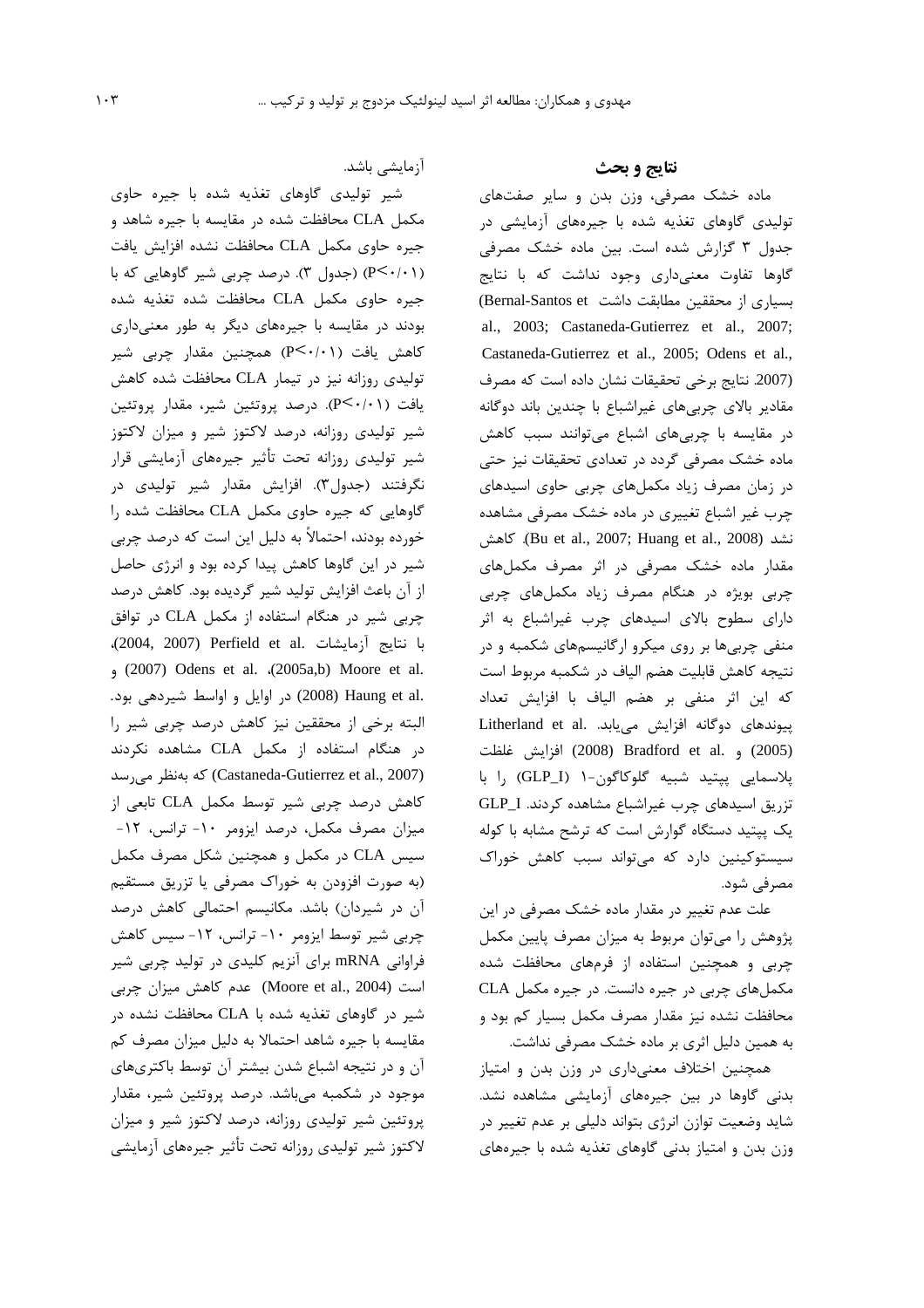## نتایج و بحث

ماده خشک مصرفی، وزن بدن و سایر صفت‌های تولیدی گاوهای تغذیه شده با جیره‌های آزمایشی در جدول ۳ گزارش شده است. بین ماده خشک مصرفی گاوها تفاوت معنی‌داری وجود نداشت که با نتایج بسیاری از محققین مطابقت داشت (Bernal-Santos et al., 2003; Castaneda-Gutierrez et al., 2007; Castaneda-Gutierrez et al., 2005; Odens et al., 2007). نتایج برخی تحقیقات نشان داده است که مصرف مقادیر بالای چربی‌های غیراشباع با چندین باند دوگانه در مقایسه با چربی‌های اشباع می‌توانند سبب کاهش ماده خشک مصرفی گردد در تعدادی تحقیقات نیز حتی در زمان مصرف زیاد مکمل‌های چربی حاوی اسیدهای چرب غیر اشباع تغییری در ماده خشک مصرفی مشاهده نشد (Bu et al., 2007; Huang et al., 2008). کاهش مقدار ماده خشک مصرفی در اثر مصرف مکمل‌های چربی بویژه در هنگام مصرف زیاد مکمل‌های چربی دارای سطوح بالای اسیدهای چرب غیراشباع به اثر منفی چربی‌ها بر روی میکرو ارگانیسم‌های شکمبه و در نتیجه کاهش قابلیت هضم الیاف در شکمبه مربوط است که این اثر منفی بر هضم الیاف با افزایش تعداد پیوندهای دوگانه افزایش می‌یابد. Litherland et al. (2005) و Bradford et al. (2008) افزایش غلظت پلاسمایی پپتید شبیه گلوکاگون-۱ (GLP_I) را با تزریق اسیدهای چرب غیراشباع مشاهده کردند. GLP_I یک پپتید دستگاه گوارش است که ترشح مشابه با کوله سیستوکینین دارد که می‌تواند سبب کاهش خوراک مصرفی شود.

علت عدم تغییر در مقدار ماده خشک مصرفی در این پژوهش را می‌توان مربوط به میزان مصرف پایین مکمل چربی و همچنین استفاده از فرم‌های محافظت شده مکمل‌های چربی در جیره دانست. در جیره مکمل CLA محافظت نشده نیز مقدار مصرف مکمل بسیار کم بود و به همین دلیل اثری بر ماده خشک مصرفی نداشت.

همچنین اختلاف معنی‌داری در وزن بدن و امتیاز بدنی گاوها در بین جیره‌های آزمایشی مشاهده نشد. شاید وضعیت توازن انرژی بتواند دلیلی بر عدم تغییر در وزن بدن و امتیاز بدنی گاوهای تغذیه شده با جیره‌های آزمایشی باشد.

شیر تولیدی گاوهای تغذیه شده با جیره حاوی مکمل CLA محافظت شده در مقایسه با جیره شاهد و جیره حاوی مکمل CLA محافظت نشده افزایش یافت ($P<0/01$) (جدول ۳). درصد چربی شیر گاوهایی که با جیره حاوی مکمل CLA محافظت شده تغذیه شده بودند در مقایسه با جیره‌های دیگر به طور معنی‌داری کاهش یافت ($P<0/01$) همچنین مقدار چربی شیر تولیدی روزانه نیز در تیمار CLA محافظت شده کاهش یافت ($P<0/01$). درصد پروتئین شیر، مقدار پروتئین شیر تولیدی روزانه، درصد لاکتوز شیر و میزان لاکتوز شیر تولیدی روزانه تحت تأثیر جیره‌های آزمایشی قرار نگرفتند (جدول۳). افزایش مقدار شیر تولیدی در گاوهایی که جیره حاوی مکمل CLA محافظت شده را خورده بودند، احتمالاً به دلیل این است که درصد چربی شیر در این گاوها کاهش پیدا کرده بود و انرژی حاصل از آن باعث افزایش تولید شیر گردیده بود. کاهش درصد چربی شیر در هنگام استفاده از مکمل CLA در توافق با نتایج آزمایشات Perfield et al. (2004, 2007)، Moore et al. (2005a,b)، Odens et al. (2007) و Haung et al. (2008) در اوایل و اواسط شیردهی بود. البته برخی از محققین نیز کاهش درصد چربی شیر را در هنگام استفاده از مکمل CLA مشاهده نکردند (Castaneda-Gutierrez et al., 2007) که به‌نظر می‌رسد کاهش درصد چربی شیر توسط مکمل CLA تابعی از میزان مصرف مکمل، درصد ایزومر ۱۰- ترانس، ۱۲- سیس CLA در مکمل و همچنین شکل مصرف مکمل (به صورت افزودن به خوراک مصرفی یا تزریق مستقیم آن در شیردان) باشد. مکانیسم احتمالی کاهش درصد چربی شیر توسط ایزومر ۱۰- ترانس، ۱۲- سیس کاهش فراوانی mRNA برای آنزیم کلیدی در تولید چربی شیر است (Moore et al., 2004) عدم کاهش میزان چربی شیر در گاوهای تغذیه شده با CLA محافظت نشده در مقایسه با جیره شاهد احتمالا به دلیل میزان مصرف کم آن و در نتیجه اشباع شدن بیشتر آن توسط باکتری‌های موجود در شکمبه می‌باشد. درصد پروتئین شیر، مقدار پروتئین شیر تولیدی روزانه، درصد لاکتوز شیر و میزان لاکتوز شیر تولیدی روزانه تحت تأثیر جیره‌های آزمایشی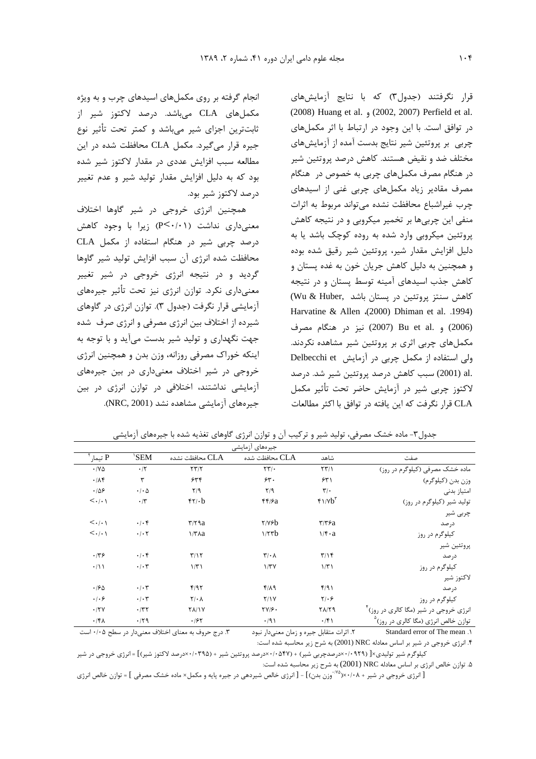قرار نگرفتند (جدول۳) که با نتایج آزمایش‌های Perfield et al. (2002, 2007) و Huang et al. (2008) در توافق است. با این وجود در ارتباط با اثر مکمل‌های چربی بر پروتئین شیر نتایج بدست آمده از آزمایش‌های مختلف ضد و نقیض هستند. کاهش درصد پروتئین شیر در هنگام مصرف مکمل‌های چربی به خصوص در هنگام مصرف مقادیر زیاد مکمل‌های چربی غنی از اسیدهای چرب غیراشباع محافظت نشده می‌تواند مربوط به اثرات منفی این چربی‌ها بر تخمیر میکروبی و در نتیجه کاهش پروتئین میکروبی وارد شده به روده کوچک باشد یا به دلیل افزایش مقدار شیر، پروتئین شیر رقیق شده بوده و همچنین به دلیل کاهش جریان خون به غده پستان و کاهش جذب اسیدهای آمینه توسط پستان و در نتیجه کاهش سنتز پروتئین در پستان باشد (Wu & Huber, 1994). Dhiman et al. (2000)، Harvatine & Allen (2006) و Bu et al. (2007) نیز در هنگام مصرف مکمل‌های چربی اثری بر پروتئین شیر مشاهده نکردند. ولی استفاده از مکمل چربی در آزمایش Delbecchi et al. (2001) سبب کاهش درصد پروتئین شیر شد. درصد لاکتوز چربی شیر در آزمایش حاضر تحت تأثیر مکمل CLA قرار نگرفت که این یافته در توافق با اکثر مطالعات انجام گرفته بر روی مکمل‌های اسیدهای چرب و به ویژه مکمل‌های CLA می‌باشد. درصد لاکتوز شیر از ثابت‌ترین اجزای شیر می‌باشد و کمتر تحت تأثیر نوع جیره قرار می‌گیرد. مکمل CLA محافظت شده در این مطالعه سبب افزایش عددی در مقدار لاکتوز شیر شده بود که به دلیل افزایش مقدار تولید شیر و عدم تغییر درصد لاکتوز شیر بود.

همچنین انرژی خروجی در شیر گاوها اختلاف معنی‌داری نداشت ($P<0/01$) زیرا با وجود کاهش درصد چربی شیر در هنگام استفاده از مکمل CLA محافظت شده انرژی آن سبب افزایش تولید شیر گاوها گردید و در نتیجه انرژی خروجی در شیر تغییر معنی‌داری نکرد. توازن انرژی نیز تحت تأثیر جیره‌های آزمایشی قرار نگرفت (جدول ۳). توازن انرژی در گاوهای شیرده از اختلاف بین انرژی مصرفی و انرژی صرف شده جهت نگهداری و تولید شیر بدست می‌آید و با توجه به اینکه خوراک مصرفی روزانه، وزن بدن و همچنین انرژی خروجی در شیر اختلاف معنی‌داری در بین جیره‌های آزمایشی نداشتند، اختلافی در توازن انرژی در بین جیره‌های آزمایشی مشاهده نشد (NRC, 2001).

جدول۳- ماده خشک مصرفی، تولید شیر و ترکیب آن و توازن انرژی گاوهای تغذیه شده با جیره‌های آزمایشی

| صفت | شاهد | CLA محافظت شده | CLA محافظت نشده | SEM[1] | P تیمار[2] |
|---|---|---|---|---|---|
| | جیره‌های آزمایشی | | | | |
| ماده خشک مصرفی (کیلوگرم در روز) | ۲۳/۱ | ۲۳/۰ | ۲۳/۲ | ۰/۲ | ۰/۷۵ |
| وزن بدن (کیلوگرم) | ۶۳۱ | ۶۳۰ | ۶۳۴ | ۳ | ۰/۸۴ |
| امتیاز بدنی | ۳/۰ | ۲/۹ | ۲/۹ | ۰/۰۵ | ۰/۵۶ |
| تولید شیر (کیلوگرم در روز) | ۴۱/۷b[3] | ۴۴/۶a | ۴۲/۰b | ۰/۳ | <۰/۰۱ |
| چربی شیر | | | | | |
| درصد | ۳/۳۶a | ۲/۷۶b | ۳/۲۹a | ۰/۰۴ | <۰/۰۱ |
| کیلوگرم در روز | ۱/۴۰a | ۱/۲۳b | ۱/۳۸a | ۰/۰۲ | <۰/۰۱ |
| پروتئین شیر | | | | | |
| درصد | ۳/۱۴ | ۳/۰۸ | ۳/۱۲ | ۰/۰۴ | ۰/۳۶ |
| کیلوگرم در روز | ۱/۳۱ | ۱/۳۷ | ۱/۳۱ | ۰/۰۳ | ۰/۱۱ |
| لاکتوز شیر | | | | | |
| درصد | ۴/۹۱ | ۴/۸۹ | ۴/۹۲ | ۰/۰۳ | ۰/۶۵ |
| کیلوگرم در روز | ۲/۰۶ | ۲/۱۷ | ۲/۰۸ | ۰/۰۳ | ۰/۰۶ |
| انرژی خروجی در شیر (مگا کالری در روز)[4] | ۲۸/۲۹ | ۲۷/۶۰ | ۲۸/۱۷ | ۰/۳۲ | ۰/۲۷ |
| توازن خالص انرژی (مگا کالری در روز)[5] | ۰/۴۱ | ۰/۹۱ | ۰/۶۲ | ۰/۲۹ | ۰/۴۸ |

۱. Standard error of The mean &nbsp;&nbsp; ۲. اثرات متقابل جیره و زمان معنی‌دار نبود &nbsp;&nbsp; ۳. درج حروف به معنای اختلاف معنی‌دار در سطح ۰/۰۵ است

۴. انرژی خروجی در شیر بر اساس معادله NRC (2001) به شرح زیر محاسبه شده است:

کیلوگرم شیر تولیدی×[ (۰/۰۹۲۹×درصدچربی شیر) + (۰/۰۵۴۷×درصد پروتئین شیر + (۰/۰۳۹۵×درصد لاکتوز شیر)] = انرژی خروجی در شیر

۵. توازن خالص انرژی بر اساس معادله NRC (2001) به شرح زیر محاسبه شده است:

[ انرژی خروجی در شیر + ۰/۰۸×(وزن بدن$^{0/75}$)] - [ انرژی خالص شیردهی در جیره پایه و مکمل× ماده خشک مصرفی ] = توازن خالص انرژی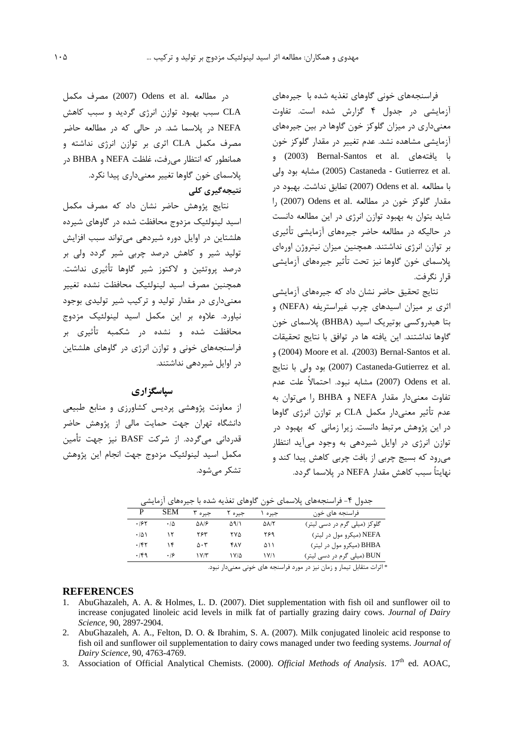فراسنجه‌های خونی گاوهای تغذیه شده با جیره‌های آزمایشی در جدول ۴ گزارش شده است. تفاوت معنی‌داری در میزان گلوکز خون گاوها در بین جیره‌های آزمایشی مشاهده نشد. عدم تغییر در مقدار گلوکز خون با یافته‌های Bernal-Santos et al. (2003) و Castaneda - Gutierrez et al. (2005) مشابه بود ولی با مطالعه Odens et al. (2007) تطابق نداشت. بهبود در مقدار گلوکز خون در مطالعه Odens et al. (2007) را شاید بتوان به بهبود توازن انرژی در این مطالعه دانست در حالیکه در مطالعه حاضر جیره‌های آزمایشی تأثیری بر توازن انرژی نداشتند. همچنین میزان نیتروژن اوره‌ای پلاسمای خون گاوها نیز تحت تأثیر جیره‌های آزمایشی قرار نگرفت.

نتایج تحقیق حاضر نشان داد که جیره‌های آزمایشی اثری بر میزان اسیدهای چرب غیراستریفه (NEFA) و بتا هیدروکسی بوتیریک اسید (BHBA) پلاسمای خون گاوها نداشتند. این یافته ها در توافق با نتایج تحقیقات Bernal-Santos et al. (2003)، Moore et al. (2004) و Castaneda-Gutierrez et al. (2007) بود ولی با نتایج Odens et al. (2007) مشابه نبود. احتمالاً علت عدم تفاوت معنی‌دار مقدار NEFA و BHBA را می‌توان به عدم تأثیر معنی‌دار مکمل CLA بر توازن انرژی گاوها در این پژوهش مرتبط دانست. زیرا زمانی که بهبود در توازن انرژی در اوایل شیردهی به وجود می‌آید انتظار می‌رود که بسیج چربی از بافت چربی کاهش پیدا کند و نهایتاً سبب کاهش مقدار NEFA در پلاسما گردد.

در مطالعه Odens et al. (2007) مصرف مکمل CLA سبب بهبود توازن انرژی گردید و سبب کاهش NEFA در پلاسما شد. در حالی که در مطالعه حاضر مصرف مکمل CLA اثری بر توازن انرژی نداشته و همانطور که انتظار می‌رفت، غلظت NEFA و BHBA در پلاسمای خون گاوها تغییر معنی‌داری پیدا نکرد.

## نتیجه‌گیری کلی

نتایج پژوهش حاضر نشان داد که مصرف مکمل اسید لینولئیک مزدوج محافظت شده در گاوهای شیرده هلشتاین در اوایل دوره شیردهی می‌تواند سبب افزایش تولید شیر و کاهش درصد چربی شیر گردد ولی بر درصد پروتئین و لاکتوز شیر گاوها تأثیری نداشت. همچنین مصرف اسید لینولئیک محافظت نشده تغییر معنی‌داری در مقدار تولید و ترکیب شیر تولیدی بوجود نیاورد. علاوه بر این مکمل اسید لینولئیک مزدوج محافظت شده و نشده در شکمبه تأثیری بر فراسنجه‌های خونی و توازن انرژی در گاوهای هلشتاین در اوایل شیردهی نداشتند.

## سپاسگزاری

از معاونت پژوهشی پردیس کشاورزی و منابع طبیعی دانشگاه تهران جهت حمایت مالی از پژوهش حاضر قدردانی می‌گردد. از شرکت BASF نیز جهت تأمین مکمل اسید لینولئیک مزدوج جهت انجام این پژوهش تشکر می‌شود.

جدول ۴- فراسنجه‌های پلاسمای خون گاوهای تغذیه شده با جیره‌های آزمایشی

| فراسنجه های خون | جیره ۱ | جیره ۲ | جیره ۳ | SEM | P |
|---|---|---|---|---|---|
| گلوکز (میلی گرم در دسی لیتر) | ۵۸/۲ | ۵۹/۱ | ۵۸/۶ | ۰/۵ | ۰/۶۲ |
| NEFA (میکرو مول در لیتر) | ۲۶۹ | ۲۷۵ | ۲۶۳ | ۱۲ | ۰/۵۱ |
| BHBA (میکرو مول در لیتر) | ۵۱۱ | ۴۸۷ | ۵۰۳ | ۱۴ | ۰/۴۲ |
| BUN (میلی گرم در دسی لیتر) | ۱۷/۱ | ۱۷/۵ | ۱۷/۳ | ۰/۶ | ۰/۴۹ |

* اثرات متقابل تیمار و زمان نیز در مورد فراسنجه های خونی معنی‌دار نبود.

## REFERENCES

1. AbuGhazaleh, A. A. & Holmes, L. D. (2007). Diet supplementation with fish oil and sunflower oil to increase conjugated linoleic acid levels in milk fat of partially grazing dairy cows. *Journal of Dairy Science*, 90, 2897-2904.
2. AbuGhazaleh, A. A., Felton, D. O. & Ibrahim, S. A. (2007). Milk conjugated linoleic acid response to fish oil and sunflower oil supplementation to dairy cows managed under two feeding systems. *Journal of Dairy Science*, 90, 4763-4769.
3. Association of Official Analytical Chemists. (2000). *Official Methods of Analysis*. 17th ed. AOAC,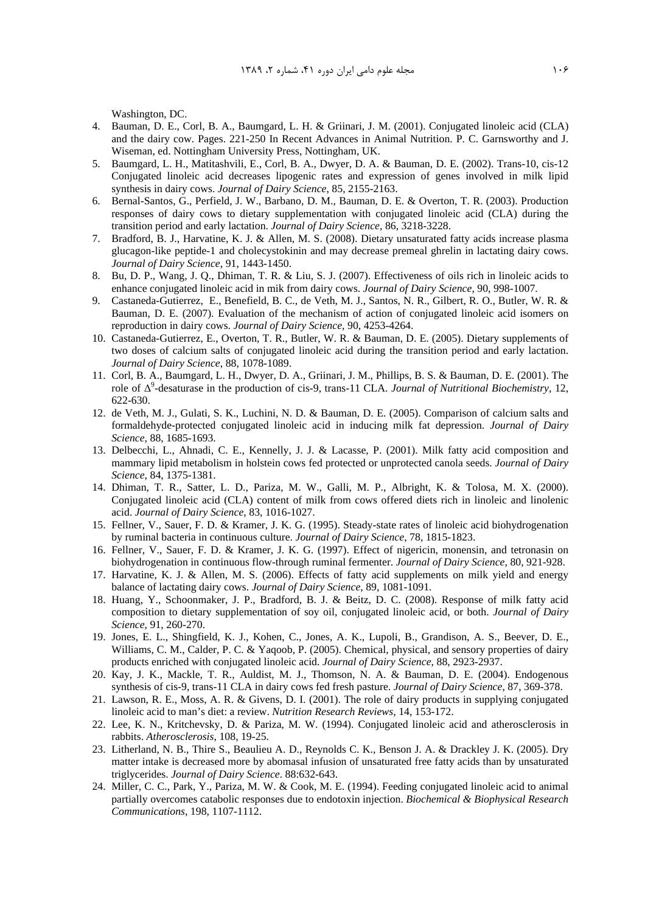Washington, DC.

4. Bauman, D. E., Corl, B. A., Baumgard, L. H. & Griinari, J. M. (2001). Conjugated linoleic acid (CLA) and the dairy cow. Pages. 221-250 In Recent Advances in Animal Nutrition. P. C. Garnsworthy and J. Wiseman, ed. Nottingham University Press, Nottingham, UK.
5. Baumgard, L. H., Matitashvili, E., Corl, B. A., Dwyer, D. A. & Bauman, D. E. (2002). Trans-10, cis-12 Conjugated linoleic acid decreases lipogenic rates and expression of genes involved in milk lipid synthesis in dairy cows. *Journal of Dairy Science*, 85, 2155-2163.
6. Bernal-Santos, G., Perfield, J. W., Barbano, D. M., Bauman, D. E. & Overton, T. R. (2003). Production responses of dairy cows to dietary supplementation with conjugated linoleic acid (CLA) during the transition period and early lactation. *Journal of Dairy Science*, 86, 3218-3228.
7. Bradford, B. J., Harvatine, K. J. & Allen, M. S. (2008). Dietary unsaturated fatty acids increase plasma glucagon-like peptide-1 and cholecystokinin and may decrease premeal ghrelin in lactating dairy cows. *Journal of Dairy Science*, 91, 1443-1450.
8. Bu, D. P., Wang, J. Q., Dhiman, T. R. & Liu, S. J. (2007). Effectiveness of oils rich in linoleic acids to enhance conjugated linoleic acid in mik from dairy cows. *Journal of Dairy Science*, 90, 998-1007.
9. Castaneda-Gutierrez, E., Benefield, B. C., de Veth, M. J., Santos, N. R., Gilbert, R. O., Butler, W. R. & Bauman, D. E. (2007). Evaluation of the mechanism of action of conjugated linoleic acid isomers on reproduction in dairy cows. *Journal of Dairy Science*, 90, 4253-4264.
10. Castaneda-Gutierrez, E., Overton, T. R., Butler, W. R. & Bauman, D. E. (2005). Dietary supplements of two doses of calcium salts of conjugated linoleic acid during the transition period and early lactation. *Journal of Dairy Science*, 88, 1078-1089.
11. Corl, B. A., Baumgard, L. H., Dwyer, D. A., Griinari, J. M., Phillips, B. S. & Bauman, D. E. (2001). The role of $\Delta^9$-desaturase in the production of cis-9, trans-11 CLA. *Journal of Nutritional Biochemistry*, 12, 622-630.
12. de Veth, M. J., Gulati, S. K., Luchini, N. D. & Bauman, D. E. (2005). Comparison of calcium salts and formaldehyde-protected conjugated linoleic acid in inducing milk fat depression. *Journal of Dairy Science*, 88, 1685-1693.
13. Delbecchi, L., Ahnadi, C. E., Kennelly, J. J. & Lacasse, P. (2001). Milk fatty acid composition and mammary lipid metabolism in holstein cows fed protected or unprotected canola seeds. *Journal of Dairy Science*, 84, 1375-1381.
14. Dhiman, T. R., Satter, L. D., Pariza, M. W., Galli, M. P., Albright, K. & Tolosa, M. X. (2000). Conjugated linoleic acid (CLA) content of milk from cows offered diets rich in linoleic and linolenic acid. *Journal of Dairy Science*, 83, 1016-1027.
15. Fellner, V., Sauer, F. D. & Kramer, J. K. G. (1995). Steady-state rates of linoleic acid biohydrogenation by ruminal bacteria in continuous culture. *Journal of Dairy Science*, 78, 1815-1823.
16. Fellner, V., Sauer, F. D. & Kramer, J. K. G. (1997). Effect of nigericin, monensin, and tetronasin on biohydrogenation in continuous flow-through ruminal fermenter. *Journal of Dairy Science*, 80, 921-928.
17. Harvatine, K. J. & Allen, M. S. (2006). Effects of fatty acid supplements on milk yield and energy balance of lactating dairy cows. *Journal of Dairy Science*, 89, 1081-1091.
18. Huang, Y., Schoonmaker, J. P., Bradford, B. J. & Beitz, D. C. (2008). Response of milk fatty acid composition to dietary supplementation of soy oil, conjugated linoleic acid, or both. *Journal of Dairy Science*, 91, 260-270.
19. Jones, E. L., Shingfield, K. J., Kohen, C., Jones, A. K., Lupoli, B., Grandison, A. S., Beever, D. E., Williams, C. M., Calder, P. C. & Yaqoob, P. (2005). Chemical, physical, and sensory properties of dairy products enriched with conjugated linoleic acid. *Journal of Dairy Science*, 88, 2923-2937.
20. Kay, J. K., Mackle, T. R., Auldist, M. J., Thomson, N. A. & Bauman, D. E. (2004). Endogenous synthesis of cis-9, trans-11 CLA in dairy cows fed fresh pasture. *Journal of Dairy Science*, 87, 369-378.
21. Lawson, R. E., Moss, A. R. & Givens, D. I. (2001). The role of dairy products in supplying conjugated linoleic acid to man's diet: a review. *Nutrition Research Reviews*, 14, 153-172.
22. Lee, K. N., Kritchevsky, D. & Pariza, M. W. (1994). Conjugated linoleic acid and atherosclerosis in rabbits. *Atherosclerosis*, 108, 19-25.
23. Litherland, N. B., Thire S., Beaulieu A. D., Reynolds C. K., Benson J. A. & Drackley J. K. (2005). Dry matter intake is decreased more by abomasal infusion of unsaturated free fatty acids than by unsaturated triglycerides. *Journal of Dairy Science*. 88:632-643.
24. Miller, C. C., Park, Y., Pariza, M. W. & Cook, M. E. (1994). Feeding conjugated linoleic acid to animal partially overcomes catabolic responses due to endotoxin injection. *Biochemical & Biophysical Research Communications*, 198, 1107-1112.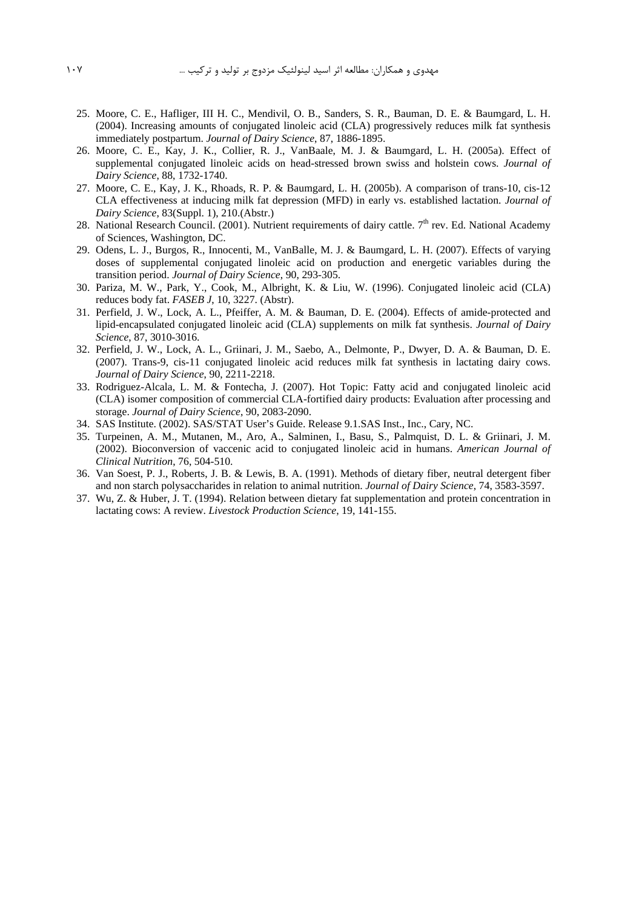25. Moore, C. E., Hafliger, III H. C., Mendivil, O. B., Sanders, S. R., Bauman, D. E. & Baumgard, L. H. (2004). Increasing amounts of conjugated linoleic acid (CLA) progressively reduces milk fat synthesis immediately postpartum. *Journal of Dairy Science*, 87, 1886-1895.
26. Moore, C. E., Kay, J. K., Collier, R. J., VanBaale, M. J. & Baumgard, L. H. (2005a). Effect of supplemental conjugated linoleic acids on head-stressed brown swiss and holstein cows. *Journal of Dairy Science*, 88, 1732-1740.
27. Moore, C. E., Kay, J. K., Rhoads, R. P. & Baumgard, L. H. (2005b). A comparison of trans-10, cis-12 CLA effectiveness at inducing milk fat depression (MFD) in early vs. established lactation. *Journal of Dairy Science*, 83(Suppl. 1), 210.(Abstr.)
28. National Research Council. (2001). Nutrient requirements of dairy cattle. 7th rev. Ed. National Academy of Sciences, Washington, DC.
29. Odens, L. J., Burgos, R., Innocenti, M., VanBalle, M. J. & Baumgard, L. H. (2007). Effects of varying doses of supplemental conjugated linoleic acid on production and energetic variables during the transition period. *Journal of Dairy Science*, 90, 293-305.
30. Pariza, M. W., Park, Y., Cook, M., Albright, K. & Liu, W. (1996). Conjugated linoleic acid (CLA) reduces body fat. *FASEB J*, 10, 3227. (Abstr).
31. Perfield, J. W., Lock, A. L., Pfeiffer, A. M. & Bauman, D. E. (2004). Effects of amide-protected and lipid-encapsulated conjugated linoleic acid (CLA) supplements on milk fat synthesis. *Journal of Dairy Science*, 87, 3010-3016.
32. Perfield, J. W., Lock, A. L., Griinari, J. M., Saebo, A., Delmonte, P., Dwyer, D. A. & Bauman, D. E. (2007). Trans-9, cis-11 conjugated linoleic acid reduces milk fat synthesis in lactating dairy cows. *Journal of Dairy Science*, 90, 2211-2218.
33. Rodriguez-Alcala, L. M. & Fontecha, J. (2007). Hot Topic: Fatty acid and conjugated linoleic acid (CLA) isomer composition of commercial CLA-fortified dairy products: Evaluation after processing and storage. *Journal of Dairy Science*, 90, 2083-2090.
34. SAS Institute. (2002). SAS/STAT User's Guide. Release 9.1.SAS Inst., Inc., Cary, NC.
35. Turpeinen, A. M., Mutanen, M., Aro, A., Salminen, I., Basu, S., Palmquist, D. L. & Griinari, J. M. (2002). Bioconversion of vaccenic acid to conjugated linoleic acid in humans. *American Journal of Clinical Nutrition*, 76, 504-510.
36. Van Soest, P. J., Roberts, J. B. & Lewis, B. A. (1991). Methods of dietary fiber, neutral detergent fiber and non starch polysaccharides in relation to animal nutrition. *Journal of Dairy Science*, 74, 3583-3597.
37. Wu, Z. & Huber, J. T. (1994). Relation between dietary fat supplementation and protein concentration in lactating cows: A review. *Livestock Production Science*, 19, 141-155.